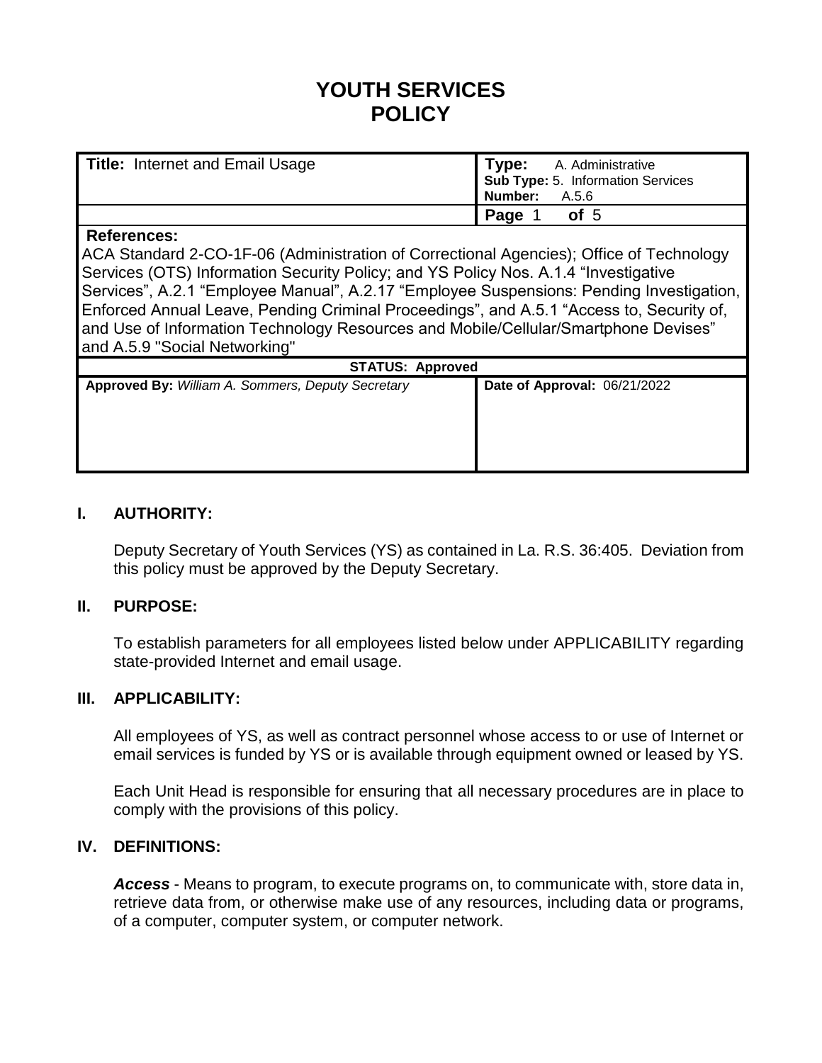# YOUTH SERVICES
# POLICY

| **Title:** Internet and Email Usage | **Type:** A. Administrative<br>**Sub Type:** 5. Information Services<br>**Number:** A.5.6 |
|---|---|
| | **Page** 1 **of** 5 |

**References:**
ACA Standard 2-CO-1F-06 (Administration of Correctional Agencies); Office of Technology Services (OTS) Information Security Policy; and YS Policy Nos. A.1.4 "Investigative Services", A.2.1 "Employee Manual", A.2.17 "Employee Suspensions: Pending Investigation, Enforced Annual Leave, Pending Criminal Proceedings", and A.5.1 "Access to, Security of, and Use of Information Technology Resources and Mobile/Cellular/Smartphone Devises" and A.5.9 "Social Networking"

**STATUS: Approved**

| **Approved By:** *William A. Sommers, Deputy Secretary* | **Date of Approval:** 06/21/2022 |
|---|---|

## I. AUTHORITY:

Deputy Secretary of Youth Services (YS) as contained in La. R.S. 36:405. Deviation from this policy must be approved by the Deputy Secretary.

## II. PURPOSE:

To establish parameters for all employees listed below under APPLICABILITY regarding state-provided Internet and email usage.

## III. APPLICABILITY:

All employees of YS, as well as contract personnel whose access to or use of Internet or email services is funded by YS or is available through equipment owned or leased by YS.

Each Unit Head is responsible for ensuring that all necessary procedures are in place to comply with the provisions of this policy.

## IV. DEFINITIONS:

***Access*** - Means to program, to execute programs on, to communicate with, store data in, retrieve data from, or otherwise make use of any resources, including data or programs, of a computer, computer system, or computer network.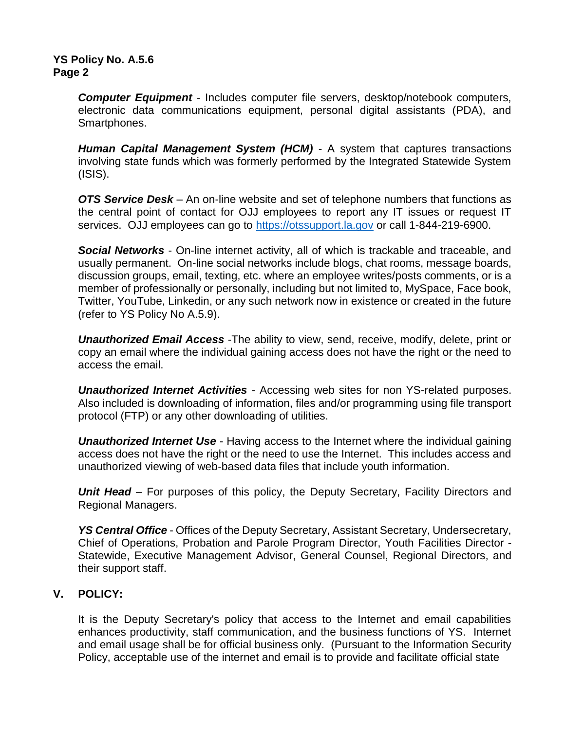***Computer Equipment*** - Includes computer file servers, desktop/notebook computers, electronic data communications equipment, personal digital assistants (PDA), and Smartphones.

***Human Capital Management System (HCM)*** - A system that captures transactions involving state funds which was formerly performed by the Integrated Statewide System (ISIS).

***OTS Service Desk*** – An on-line website and set of telephone numbers that functions as the central point of contact for OJJ employees to report any IT issues or request IT services. OJJ employees can go to [https://otssupport.la.gov](https://otssupport.la.gov) or call 1-844-219-6900.

***Social Networks*** - On-line internet activity, all of which is trackable and traceable, and usually permanent. On-line social networks include blogs, chat rooms, message boards, discussion groups, email, texting, etc. where an employee writes/posts comments, or is a member of professionally or personally, including but not limited to, MySpace, Face book, Twitter, YouTube, Linkedin, or any such network now in existence or created in the future (refer to YS Policy No A.5.9).

***Unauthorized Email Access*** -The ability to view, send, receive, modify, delete, print or copy an email where the individual gaining access does not have the right or the need to access the email.

***Unauthorized Internet Activities*** - Accessing web sites for non YS-related purposes. Also included is downloading of information, files and/or programming using file transport protocol (FTP) or any other downloading of utilities.

***Unauthorized Internet Use*** - Having access to the Internet where the individual gaining access does not have the right or the need to use the Internet. This includes access and unauthorized viewing of web-based data files that include youth information.

***Unit Head*** – For purposes of this policy, the Deputy Secretary, Facility Directors and Regional Managers.

***YS Central Office*** - Offices of the Deputy Secretary, Assistant Secretary, Undersecretary, Chief of Operations, Probation and Parole Program Director, Youth Facilities Director - Statewide, Executive Management Advisor, General Counsel, Regional Directors, and their support staff.

## V. POLICY:

It is the Deputy Secretary's policy that access to the Internet and email capabilities enhances productivity, staff communication, and the business functions of YS. Internet and email usage shall be for official business only. (Pursuant to the Information Security Policy, acceptable use of the internet and email is to provide and facilitate official state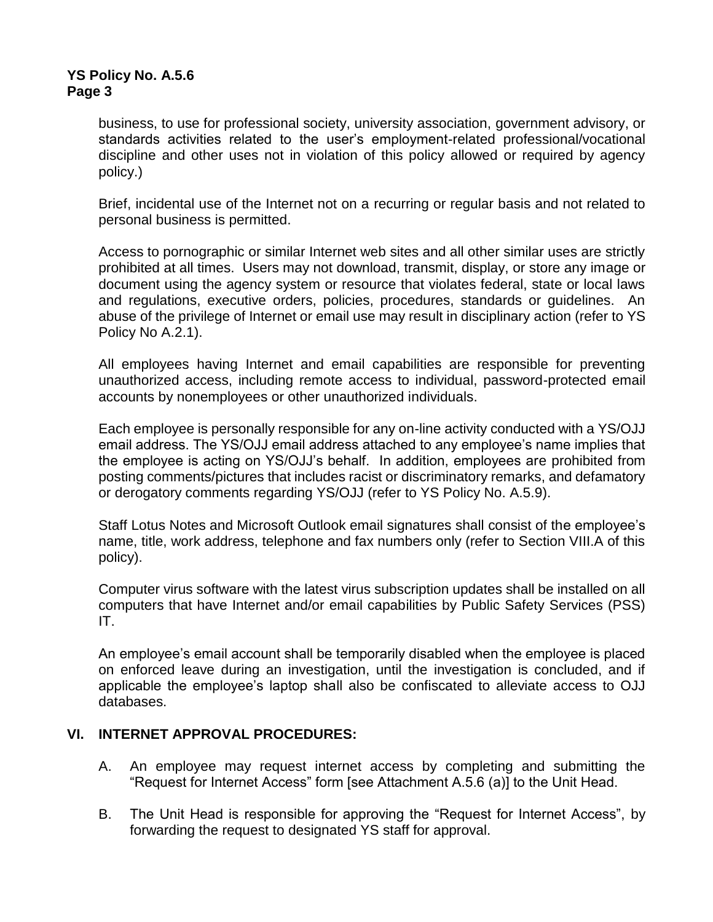business, to use for professional society, university association, government advisory, or standards activities related to the user's employment-related professional/vocational discipline and other uses not in violation of this policy allowed or required by agency policy.)

Brief, incidental use of the Internet not on a recurring or regular basis and not related to personal business is permitted.

Access to pornographic or similar Internet web sites and all other similar uses are strictly prohibited at all times. Users may not download, transmit, display, or store any image or document using the agency system or resource that violates federal, state or local laws and regulations, executive orders, policies, procedures, standards or guidelines. An abuse of the privilege of Internet or email use may result in disciplinary action (refer to YS Policy No A.2.1).

All employees having Internet and email capabilities are responsible for preventing unauthorized access, including remote access to individual, password-protected email accounts by nonemployees or other unauthorized individuals.

Each employee is personally responsible for any on-line activity conducted with a YS/OJJ email address. The YS/OJJ email address attached to any employee's name implies that the employee is acting on YS/OJJ's behalf. In addition, employees are prohibited from posting comments/pictures that includes racist or discriminatory remarks, and defamatory or derogatory comments regarding YS/OJJ (refer to YS Policy No. A.5.9).

Staff Lotus Notes and Microsoft Outlook email signatures shall consist of the employee's name, title, work address, telephone and fax numbers only (refer to Section VIII.A of this policy).

Computer virus software with the latest virus subscription updates shall be installed on all computers that have Internet and/or email capabilities by Public Safety Services (PSS) IT.

An employee's email account shall be temporarily disabled when the employee is placed on enforced leave during an investigation, until the investigation is concluded, and if applicable the employee's laptop shall also be confiscated to alleviate access to OJJ databases.

## VI. INTERNET APPROVAL PROCEDURES:

A. An employee may request internet access by completing and submitting the "Request for Internet Access" form [see Attachment A.5.6 (a)] to the Unit Head.

B. The Unit Head is responsible for approving the "Request for Internet Access", by forwarding the request to designated YS staff for approval.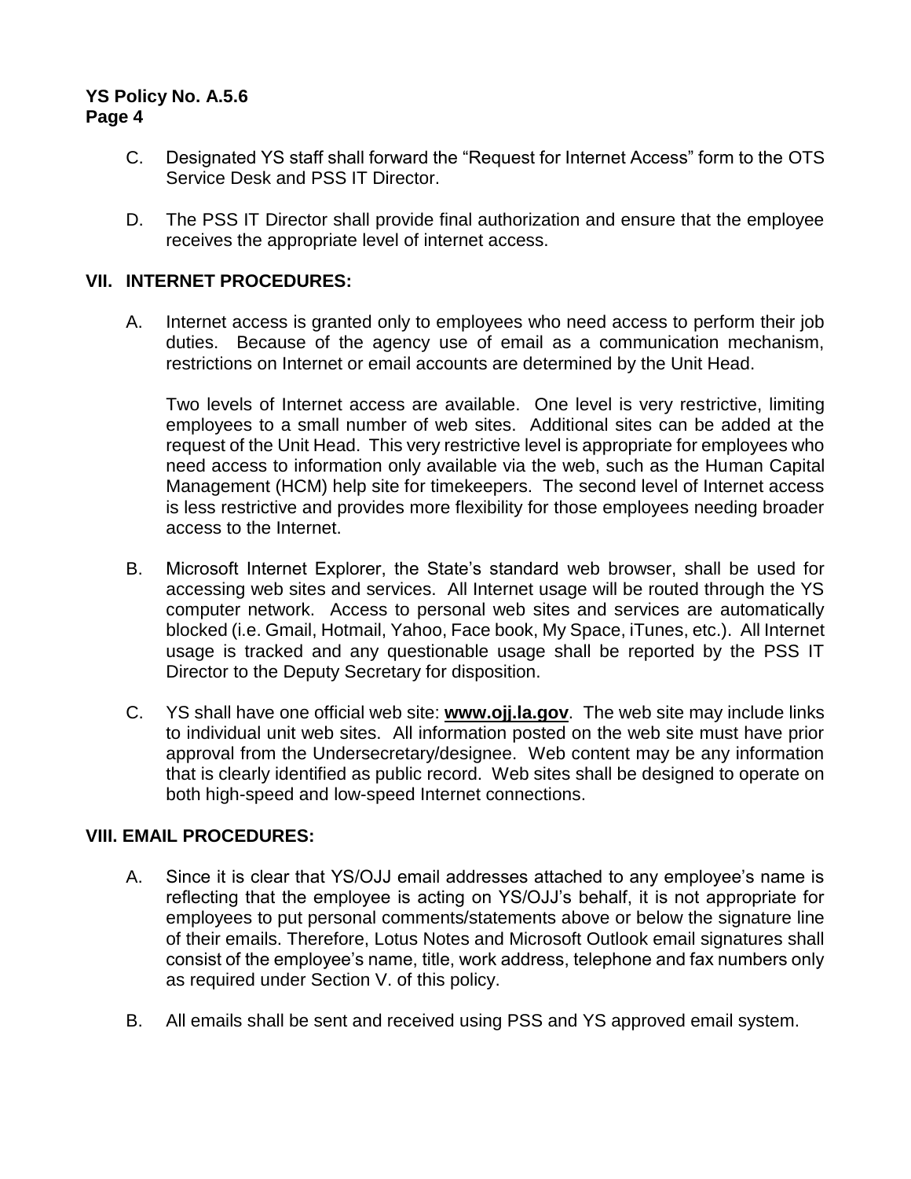C. Designated YS staff shall forward the "Request for Internet Access" form to the OTS Service Desk and PSS IT Director.

D. The PSS IT Director shall provide final authorization and ensure that the employee receives the appropriate level of internet access.

## VII. INTERNET PROCEDURES:

A. Internet access is granted only to employees who need access to perform their job duties. Because of the agency use of email as a communication mechanism, restrictions on Internet or email accounts are determined by the Unit Head.

Two levels of Internet access are available. One level is very restrictive, limiting employees to a small number of web sites. Additional sites can be added at the request of the Unit Head. This very restrictive level is appropriate for employees who need access to information only available via the web, such as the Human Capital Management (HCM) help site for timekeepers. The second level of Internet access is less restrictive and provides more flexibility for those employees needing broader access to the Internet.

B. Microsoft Internet Explorer, the State's standard web browser, shall be used for accessing web sites and services. All Internet usage will be routed through the YS computer network. Access to personal web sites and services are automatically blocked (i.e. Gmail, Hotmail, Yahoo, Face book, My Space, iTunes, etc.). All Internet usage is tracked and any questionable usage shall be reported by the PSS IT Director to the Deputy Secretary for disposition.

C. YS shall have one official web site: **www.ojj.la.gov**. The web site may include links to individual unit web sites. All information posted on the web site must have prior approval from the Undersecretary/designee. Web content may be any information that is clearly identified as public record. Web sites shall be designed to operate on both high-speed and low-speed Internet connections.

## VIII. EMAIL PROCEDURES:

A. Since it is clear that YS/OJJ email addresses attached to any employee's name is reflecting that the employee is acting on YS/OJJ's behalf, it is not appropriate for employees to put personal comments/statements above or below the signature line of their emails. Therefore, Lotus Notes and Microsoft Outlook email signatures shall consist of the employee's name, title, work address, telephone and fax numbers only as required under Section V. of this policy.

B. All emails shall be sent and received using PSS and YS approved email system.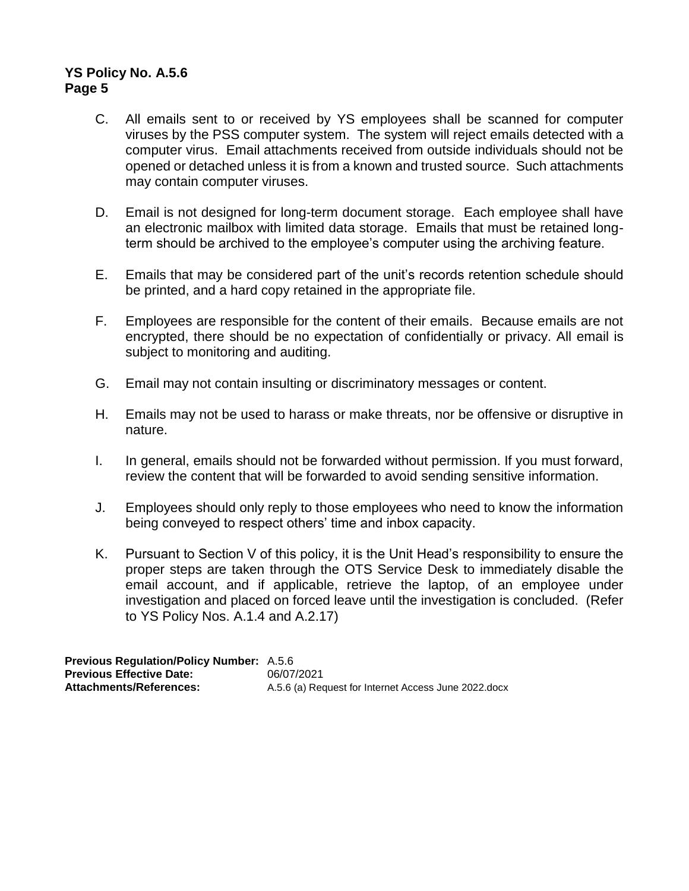C. All emails sent to or received by YS employees shall be scanned for computer viruses by the PSS computer system. The system will reject emails detected with a computer virus. Email attachments received from outside individuals should not be opened or detached unless it is from a known and trusted source. Such attachments may contain computer viruses.

D. Email is not designed for long-term document storage. Each employee shall have an electronic mailbox with limited data storage. Emails that must be retained long-term should be archived to the employee's computer using the archiving feature.

E. Emails that may be considered part of the unit's records retention schedule should be printed, and a hard copy retained in the appropriate file.

F. Employees are responsible for the content of their emails. Because emails are not encrypted, there should be no expectation of confidentially or privacy. All email is subject to monitoring and auditing.

G. Email may not contain insulting or discriminatory messages or content.

H. Emails may not be used to harass or make threats, nor be offensive or disruptive in nature.

I. In general, emails should not be forwarded without permission. If you must forward, review the content that will be forwarded to avoid sending sensitive information.

J. Employees should only reply to those employees who need to know the information being conveyed to respect others' time and inbox capacity.

K. Pursuant to Section V of this policy, it is the Unit Head's responsibility to ensure the proper steps are taken through the OTS Service Desk to immediately disable the email account, and if applicable, retrieve the laptop, of an employee under investigation and placed on forced leave until the investigation is concluded. (Refer to YS Policy Nos. A.1.4 and A.2.17)

**Previous Regulation/Policy Number:** A.5.6
**Previous Effective Date:** 06/07/2021
**Attachments/References:** A.5.6 (a) Request for Internet Access June 2022.docx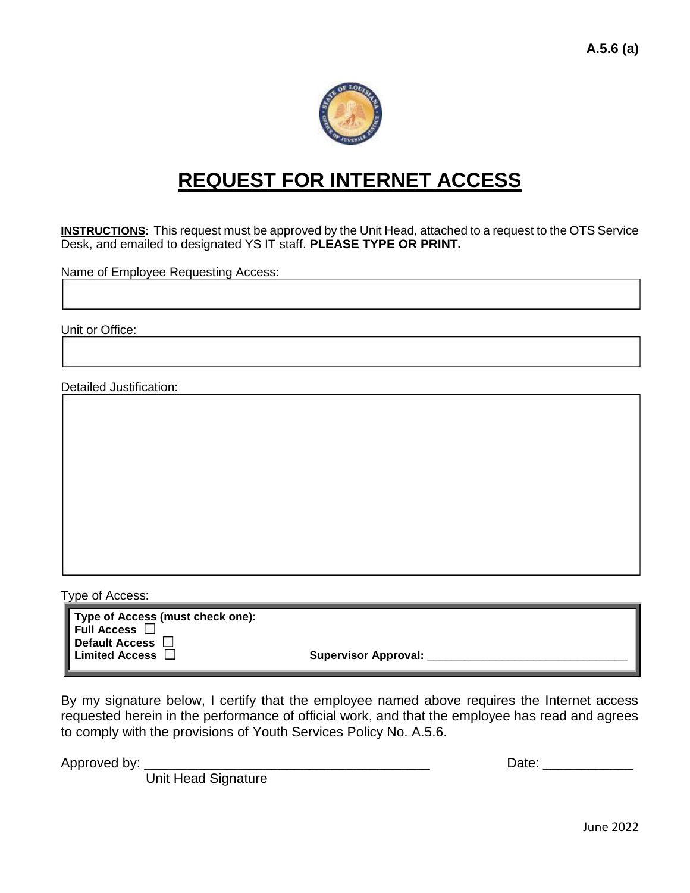A.5.6 (a)

# REQUEST FOR INTERNET ACCESS

**INSTRUCTIONS:** This request must be approved by the Unit Head, attached to a request to the OTS Service Desk, and emailed to designated YS IT staff. **PLEASE TYPE OR PRINT.**

Name of Employee Requesting Access:

Unit or Office:

Detailed Justification:

Type of Access:

**Type of Access (must check one):**
**Full Access** ☐
**Default Access** ☐
**Limited Access** ☐ **Supervisor Approval:** ______________________________

By my signature below, I certify that the employee named above requires the Internet access requested herein in the performance of official work, and that the employee has read and agrees to comply with the provisions of Youth Services Policy No. A.5.6.

Approved by: ______________________________________ Date: ____________
Unit Head Signature

June 2022